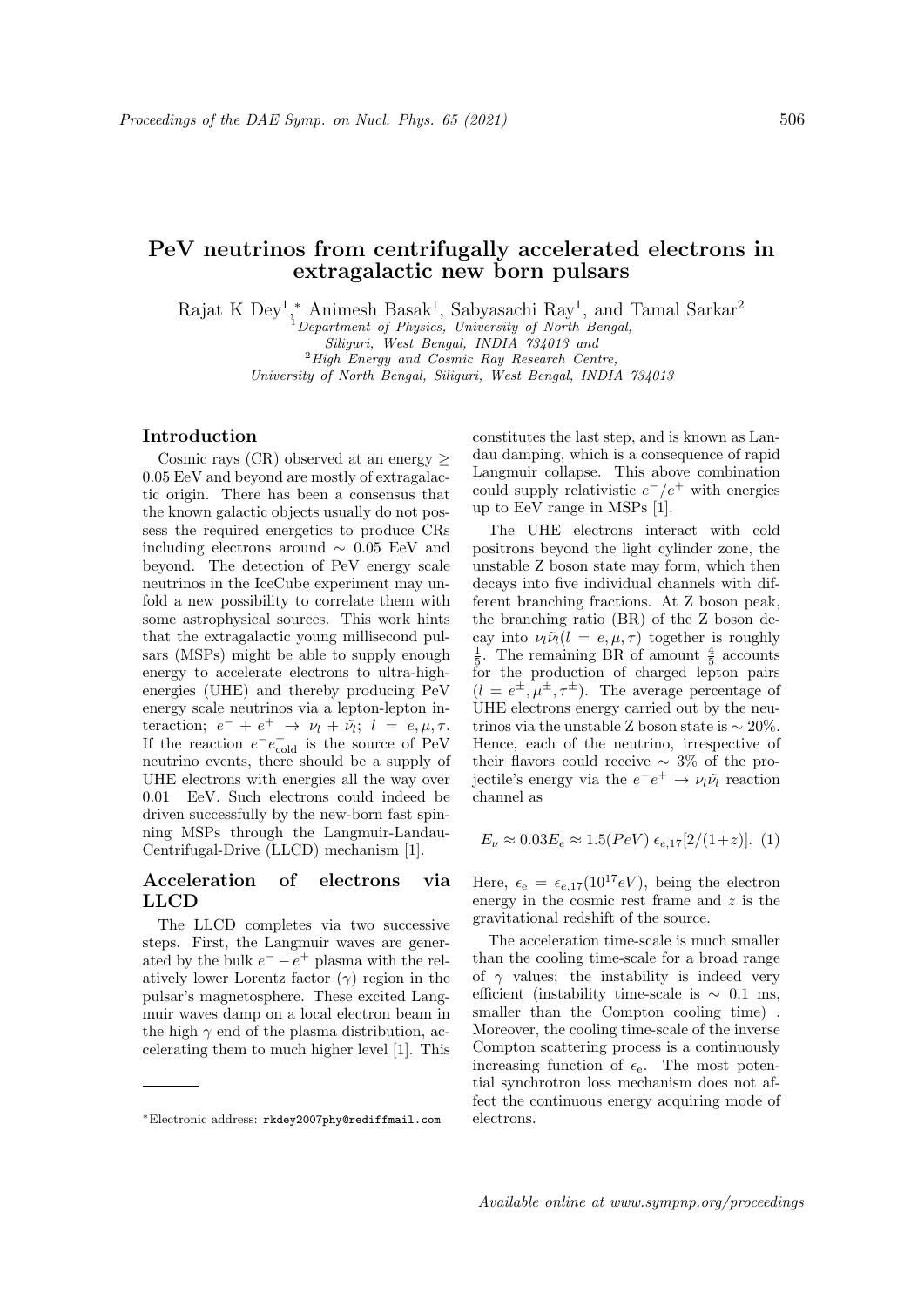# PeV neutrinos from centrifugally accelerated electrons in extragalactic new born pulsars

Rajat K Dey[1,*], Animesh Basak[1], Sabyasachi Ray[1], and Tamal Sarkar[2]

[1] *Department of Physics, University of North Bengal, Siliguri, West Bengal, INDIA 734013 and*
[2] *High Energy and Cosmic Ray Research Centre, University of North Bengal, Siliguri, West Bengal, INDIA 734013*

## Introduction

Cosmic rays (CR) observed at an energy $\geq$ 0.05 EeV and beyond are mostly of extragalactic origin. There has been a consensus that the known galactic objects usually do not possess the required energetics to produce CRs including electrons around $\sim$ 0.05 EeV and beyond. The detection of PeV energy scale neutrinos in the IceCube experiment may unfold a new possibility to correlate them with some astrophysical sources. This work hints that the extragalactic young millisecond pulsars (MSPs) might be able to supply enough energy to accelerate electrons to ultra-high-energies (UHE) and thereby producing PeV energy scale neutrinos via a lepton-lepton interaction; $e^- + e^+ \rightarrow \nu_l + \tilde{\nu_l}$; $l = e, \mu, \tau$. If the reaction $e^- e^+_{\text{cold}}$ is the source of PeV neutrino events, there should be a supply of UHE electrons with energies all the way over 0.01 EeV. Such electrons could indeed be driven successfully by the new-born fast spinning MSPs through the Langmuir-Landau-Centrifugal-Drive (LLCD) mechanism [1].

## Acceleration of electrons via LLCD

The LLCD completes via two successive steps. First, the Langmuir waves are generated by the bulk $e^- - e^+$ plasma with the relatively lower Lorentz factor ($\gamma$) region in the pulsar's magnetosphere. These excited Langmuir waves damp on a local electron beam in the high $\gamma$ end of the plasma distribution, accelerating them to much higher level [1]. This constitutes the last step, and is known as Landau damping, which is a consequence of rapid Langmuir collapse. This above combination could supply relativistic $e^-/e^+$ with energies up to EeV range in MSPs [1].

The UHE electrons interact with cold positrons beyond the light cylinder zone, the unstable Z boson state may form, which then decays into five individual channels with different branching fractions. At Z boson peak, the branching ratio (BR) of the Z boson decay into $\nu_l \tilde{\nu_l} (l = e, \mu, \tau)$ together is roughly $\frac{1}{5}$. The remaining BR of amount $\frac{4}{5}$ accounts for the production of charged lepton pairs ($l = e^{\pm}, \mu^{\pm}, \tau^{\pm}$). The average percentage of UHE electrons energy carried out by the neutrinos via the unstable Z boson state is $\sim 20\%$. Hence, each of the neutrino, irrespective of their flavors could receive $\sim 3\%$ of the projectile's energy via the $e^- e^+ \rightarrow \nu_l \tilde{\nu_l}$ reaction channel as

$$E_\nu \approx 0.03 E_e \approx 1.5 (PeV)\ \epsilon_{e,17} [2/(1+z)]. \quad (1)$$

Here, $\epsilon_e = \epsilon_{e,17} (10^{17} eV)$, being the electron energy in the cosmic rest frame and $z$ is the gravitational redshift of the source.

The acceleration time-scale is much smaller than the cooling time-scale for a broad range of $\gamma$ values; the instability is indeed very efficient (instability time-scale is $\sim$ 0.1 ms, smaller than the Compton cooling time) . Moreover, the cooling time-scale of the inverse Compton scattering process is a continuously increasing function of $\epsilon_e$. The most potential synchrotron loss mechanism does not affect the continuous energy acquiring mode of electrons.

---

*Electronic address: rkdey2007phy@rediffmail.com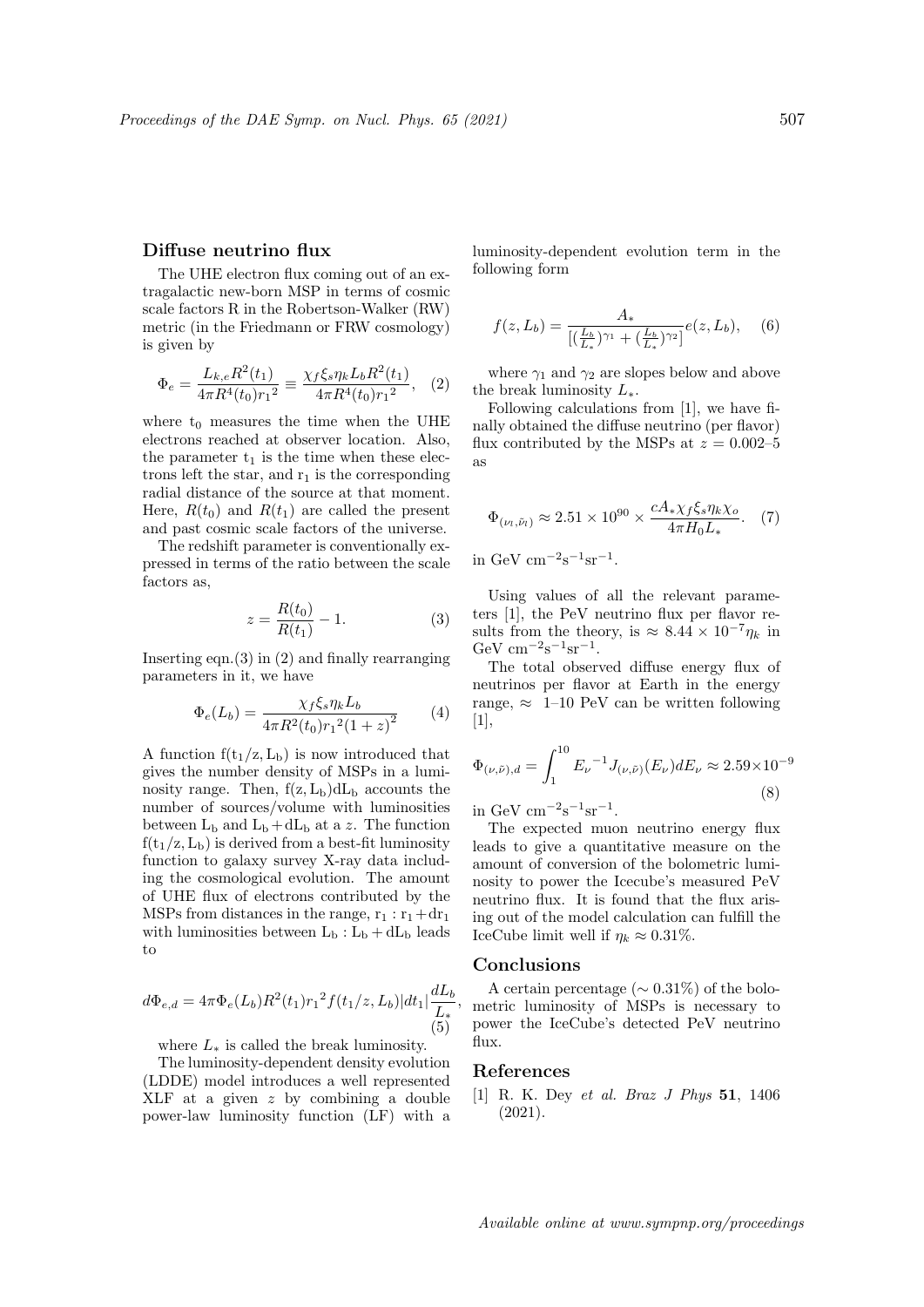## Diffuse neutrino flux

The UHE electron flux coming out of an extragalactic new-born MSP in terms of cosmic scale factors R in the Robertson-Walker (RW) metric (in the Friedmann or FRW cosmology) is given by

$$\Phi_e = \frac{L_{k,e} R^2(t_1)}{4\pi R^4(t_0) {r_1}^2} \equiv \frac{\chi_f \xi_s \eta_k L_b R^2(t_1)}{4\pi R^4(t_0) {r_1}^2}, \quad (2)$$

where $t_0$ measures the time when the UHE electrons reached at observer location. Also, the parameter $t_1$ is the time when these electrons left the star, and $r_1$ is the corresponding radial distance of the source at that moment. Here, $R(t_0)$ and $R(t_1)$ are called the present and past cosmic scale factors of the universe.

The redshift parameter is conventionally expressed in terms of the ratio between the scale factors as,

$$z = \frac{R(t_0)}{R(t_1)} - 1. \quad (3)$$

Inserting eqn.(3) in (2) and finally rearranging parameters in it, we have

$$\Phi_e(L_b) = \frac{\chi_f \xi_s \eta_k L_b}{4\pi R^2(t_0) {r_1}^2 (1+z)^2} \quad (4)$$

A function $f(t_1/z, L_b)$ is now introduced that gives the number density of MSPs in a luminosity range. Then, $f(z, L_b) dL_b$ accounts the number of sources/volume with luminosities between $L_b$ and $L_b + dL_b$ at a $z$. The function $f(t_1/z, L_b)$ is derived from a best-fit luminosity function to galaxy survey X-ray data including the cosmological evolution. The amount of UHE flux of electrons contributed by the MSPs from distances in the range, $r_1 : r_1 + dr_1$ with luminosities between $L_b : L_b + dL_b$ leads to

$$d\Phi_{e,d} = 4\pi \Phi_e(L_b) R^2(t_1) {r_1}^2 f(t_1/z, L_b) |dt_1| \frac{dL_b}{L_*}, \quad (5)$$

where $L_*$ is called the break luminosity.

The luminosity-dependent density evolution (LDDE) model introduces a well represented XLF at a given $z$ by combining a double power-law luminosity function (LF) with a luminosity-dependent evolution term in the following form

$$f(z, L_b) = \frac{A_*}{[(\frac{L_b}{L_*})^{\gamma_1} + (\frac{L_b}{L_*})^{\gamma_2}]} e(z, L_b), \quad (6)$$

where $\gamma_1$ and $\gamma_2$ are slopes below and above the break luminosity $L_*$.

Following calculations from [1], we have finally obtained the diffuse neutrino (per flavor) flux contributed by the MSPs at $z = 0.002$–$5$ as

$$\Phi_{(\nu_l, \bar{\nu}_l)} \approx 2.51 \times 10^{90} \times \frac{c A_* \chi_f \xi_s \eta_k \chi_o}{4\pi H_0 L_*}. \quad (7)$$

in GeV $\text{cm}^{-2}\text{s}^{-1}\text{sr}^{-1}$.

Using values of all the relevant parameters [1], the PeV neutrino flux per flavor results from the theory, is $\approx 8.44 \times 10^{-7} \eta_k$ in GeV $\text{cm}^{-2}\text{s}^{-1}\text{sr}^{-1}$.

The total observed diffuse energy flux of neutrinos per flavor at Earth in the energy range, $\approx$ 1–10 PeV can be written following [1],

$$\Phi_{(\nu,\bar{\nu}),d} = \int_1^{10} {E_\nu}^{-1} J_{(\nu,\bar{\nu})}(E_\nu) dE_\nu \approx 2.59 \times 10^{-9} \quad (8)$$

in GeV $\text{cm}^{-2}\text{s}^{-1}\text{sr}^{-1}$.

The expected muon neutrino energy flux leads to give a quantitative measure on the amount of conversion of the bolometric luminosity to power the Icecube's measured PeV neutrino flux. It is found that the flux arising out of the model calculation can fulfill the IceCube limit well if $\eta_k \approx 0.31\%$.

## Conclusions

A certain percentage ($\sim 0.31\%$) of the bolometric luminosity of MSPs is necessary to power the IceCube's detected PeV neutrino flux.

## References

[1] R. K. Dey *et al. Braz J Phys* **51**, 1406 (2021).